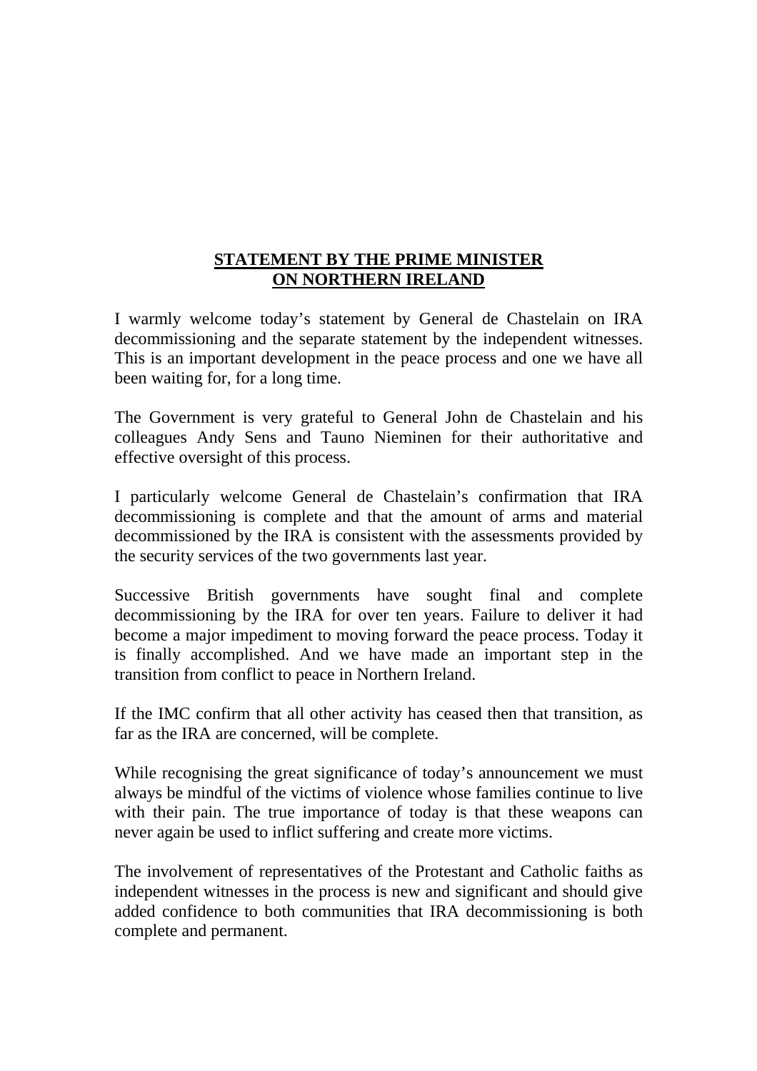# STATEMENT BY THE PRIME MINISTER ON NORTHERN IRELAND

I warmly welcome today's statement by General de Chastelain on IRA decommissioning and the separate statement by the independent witnesses. This is an important development in the peace process and one we have all been waiting for, for a long time.

The Government is very grateful to General John de Chastelain and his colleagues Andy Sens and Tauno Nieminen for their authoritative and effective oversight of this process.

I particularly welcome General de Chastelain's confirmation that IRA decommissioning is complete and that the amount of arms and material decommissioned by the IRA is consistent with the assessments provided by the security services of the two governments last year.

Successive British governments have sought final and complete decommissioning by the IRA for over ten years. Failure to deliver it had become a major impediment to moving forward the peace process. Today it is finally accomplished. And we have made an important step in the transition from conflict to peace in Northern Ireland.

If the IMC confirm that all other activity has ceased then that transition, as far as the IRA are concerned, will be complete.

While recognising the great significance of today's announcement we must always be mindful of the victims of violence whose families continue to live with their pain. The true importance of today is that these weapons can never again be used to inflict suffering and create more victims.

The involvement of representatives of the Protestant and Catholic faiths as independent witnesses in the process is new and significant and should give added confidence to both communities that IRA decommissioning is both complete and permanent.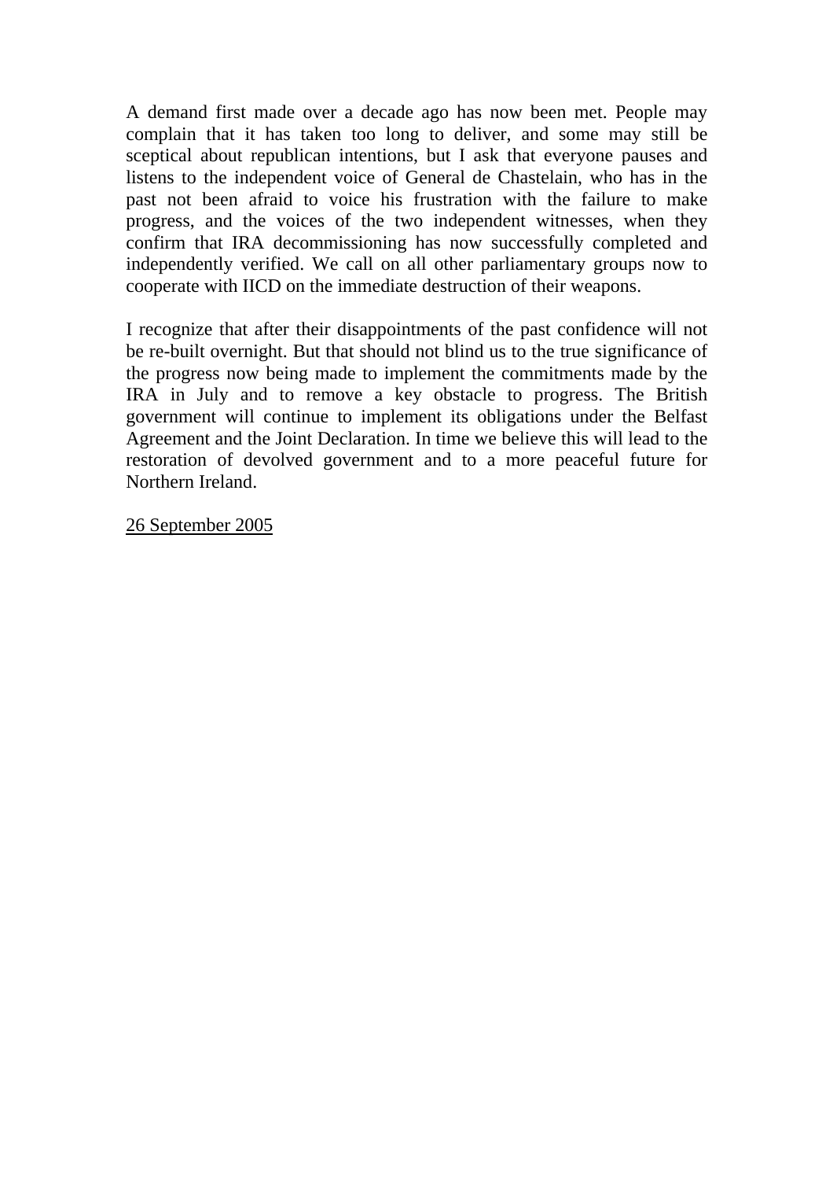A demand first made over a decade ago has now been met. People may complain that it has taken too long to deliver, and some may still be sceptical about republican intentions, but I ask that everyone pauses and listens to the independent voice of General de Chastelain, who has in the past not been afraid to voice his frustration with the failure to make progress, and the voices of the two independent witnesses, when they confirm that IRA decommissioning has now successfully completed and independently verified. We call on all other parliamentary groups now to cooperate with IICD on the immediate destruction of their weapons.

I recognize that after their disappointments of the past confidence will not be re-built overnight. But that should not blind us to the true significance of the progress now being made to implement the commitments made by the IRA in July and to remove a key obstacle to progress. The British government will continue to implement its obligations under the Belfast Agreement and the Joint Declaration. In time we believe this will lead to the restoration of devolved government and to a more peaceful future for Northern Ireland.

26 September 2005